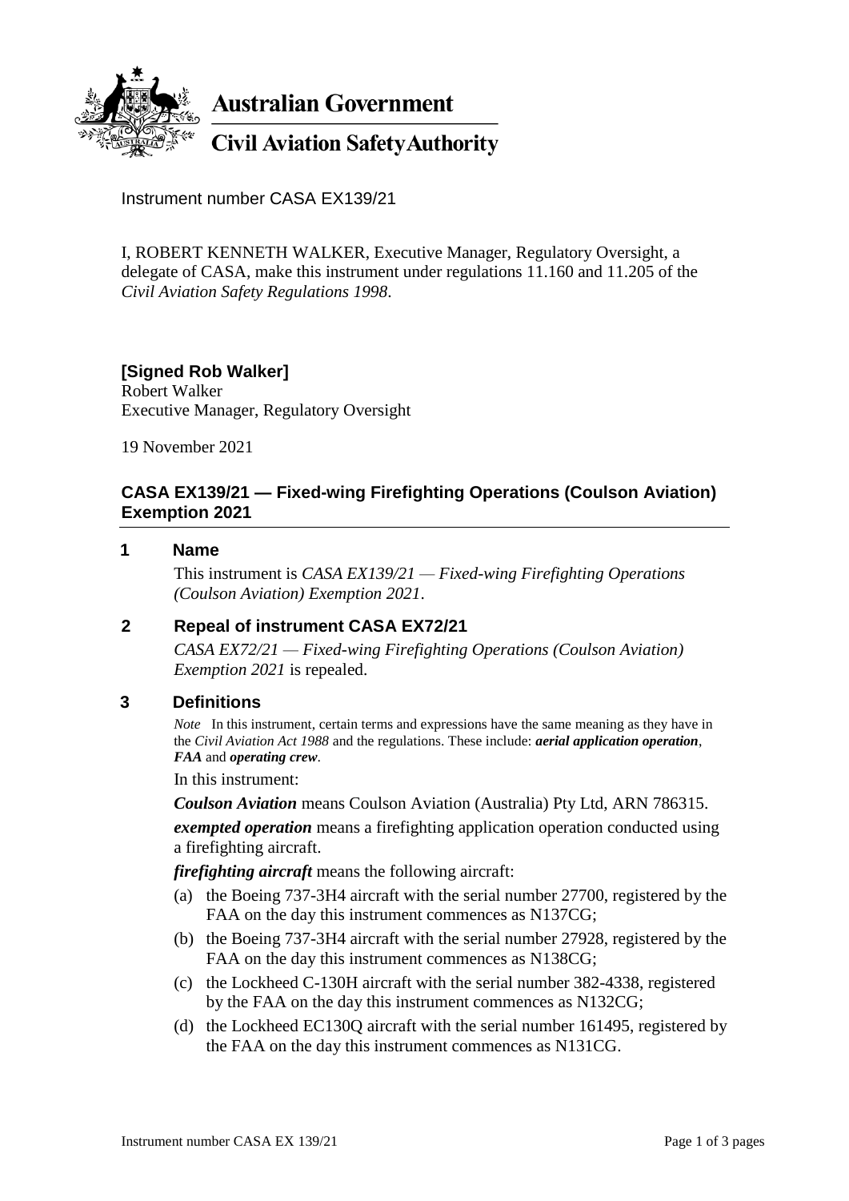**Australian Government**

**Civil Aviation Safety Authority**

Instrument number CASA EX139/21

I, ROBERT KENNETH WALKER, Executive Manager, Regulatory Oversight, a delegate of CASA, make this instrument under regulations 11.160 and 11.205 of the *Civil Aviation Safety Regulations 1998*.

**[Signed Rob Walker]**
Robert Walker
Executive Manager, Regulatory Oversight

19 November 2021

## CASA EX139/21 — Fixed-wing Firefighting Operations (Coulson Aviation) Exemption 2021

### 1 Name

This instrument is *CASA EX139/21 — Fixed-wing Firefighting Operations (Coulson Aviation) Exemption 2021*.

### 2 Repeal of instrument CASA EX72/21

*CASA EX72/21 — Fixed-wing Firefighting Operations (Coulson Aviation) Exemption 2021* is repealed.

### 3 Definitions

*Note* In this instrument, certain terms and expressions have the same meaning as they have in the *Civil Aviation Act 1988* and the regulations. These include: ***aerial application operation***, ***FAA*** and ***operating crew***.

In this instrument:

***Coulson Aviation*** means Coulson Aviation (Australia) Pty Ltd, ARN 786315.

***exempted operation*** means a firefighting application operation conducted using a firefighting aircraft.

***firefighting aircraft*** means the following aircraft:

(a) the Boeing 737-3H4 aircraft with the serial number 27700, registered by the FAA on the day this instrument commences as N137CG;

(b) the Boeing 737-3H4 aircraft with the serial number 27928, registered by the FAA on the day this instrument commences as N138CG;

(c) the Lockheed C-130H aircraft with the serial number 382-4338, registered by the FAA on the day this instrument commences as N132CG;

(d) the Lockheed EC130Q aircraft with the serial number 161495, registered by the FAA on the day this instrument commences as N131CG.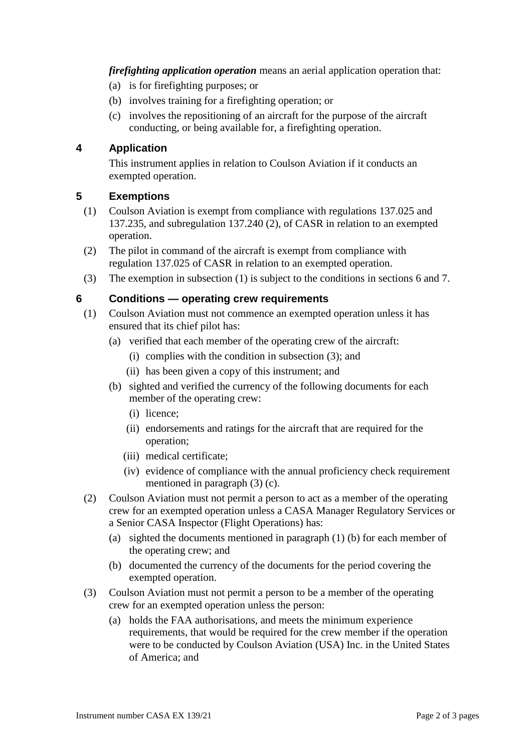***firefighting application operation*** means an aerial application operation that:

(a) is for firefighting purposes; or

(b) involves training for a firefighting operation; or

(c) involves the repositioning of an aircraft for the purpose of the aircraft conducting, or being available for, a firefighting operation.

## 4 Application

This instrument applies in relation to Coulson Aviation if it conducts an exempted operation.

## 5 Exemptions

(1) Coulson Aviation is exempt from compliance with regulations 137.025 and 137.235, and subregulation 137.240 (2), of CASR in relation to an exempted operation.

(2) The pilot in command of the aircraft is exempt from compliance with regulation 137.025 of CASR in relation to an exempted operation.

(3) The exemption in subsection (1) is subject to the conditions in sections 6 and 7.

## 6 Conditions — operating crew requirements

(1) Coulson Aviation must not commence an exempted operation unless it has ensured that its chief pilot has:

- (a) verified that each member of the operating crew of the aircraft:
  - (i) complies with the condition in subsection (3); and
  - (ii) has been given a copy of this instrument; and
- (b) sighted and verified the currency of the following documents for each member of the operating crew:
  - (i) licence;
  - (ii) endorsements and ratings for the aircraft that are required for the operation;
  - (iii) medical certificate;
  - (iv) evidence of compliance with the annual proficiency check requirement mentioned in paragraph (3) (c).

(2) Coulson Aviation must not permit a person to act as a member of the operating crew for an exempted operation unless a CASA Manager Regulatory Services or a Senior CASA Inspector (Flight Operations) has:

- (a) sighted the documents mentioned in paragraph (1) (b) for each member of the operating crew; and
- (b) documented the currency of the documents for the period covering the exempted operation.

(3) Coulson Aviation must not permit a person to be a member of the operating crew for an exempted operation unless the person:

- (a) holds the FAA authorisations, and meets the minimum experience requirements, that would be required for the crew member if the operation were to be conducted by Coulson Aviation (USA) Inc. in the United States of America; and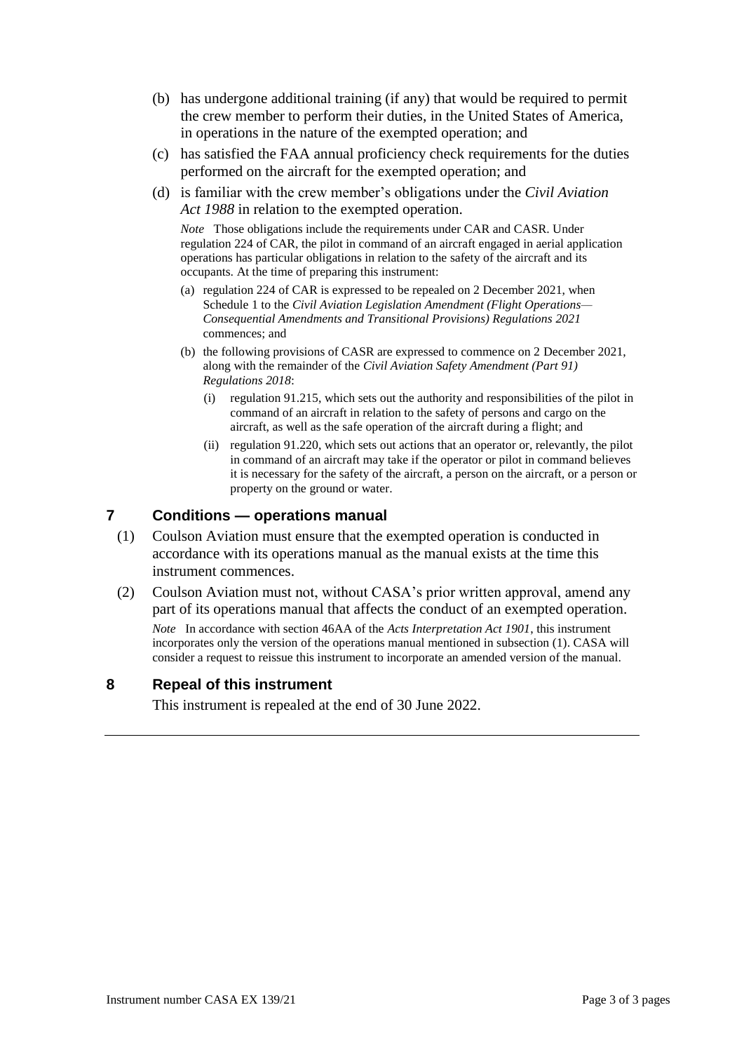(b) has undergone additional training (if any) that would be required to permit the crew member to perform their duties, in the United States of America, in operations in the nature of the exempted operation; and

(c) has satisfied the FAA annual proficiency check requirements for the duties performed on the aircraft for the exempted operation; and

(d) is familiar with the crew member's obligations under the *Civil Aviation Act 1988* in relation to the exempted operation.

*Note* Those obligations include the requirements under CAR and CASR. Under regulation 224 of CAR, the pilot in command of an aircraft engaged in aerial application operations has particular obligations in relation to the safety of the aircraft and its occupants. At the time of preparing this instrument:

(a) regulation 224 of CAR is expressed to be repealed on 2 December 2021, when Schedule 1 to the *Civil Aviation Legislation Amendment (Flight Operations—Consequential Amendments and Transitional Provisions) Regulations 2021* commences; and

(b) the following provisions of CASR are expressed to commence on 2 December 2021, along with the remainder of the *Civil Aviation Safety Amendment (Part 91) Regulations 2018*:

(i) regulation 91.215, which sets out the authority and responsibilities of the pilot in command of an aircraft in relation to the safety of persons and cargo on the aircraft, as well as the safe operation of the aircraft during a flight; and

(ii) regulation 91.220, which sets out actions that an operator or, relevantly, the pilot in command of an aircraft may take if the operator or pilot in command believes it is necessary for the safety of the aircraft, a person on the aircraft, or a person or property on the ground or water.

## 7 Conditions — operations manual

(1) Coulson Aviation must ensure that the exempted operation is conducted in accordance with its operations manual as the manual exists at the time this instrument commences.

(2) Coulson Aviation must not, without CASA's prior written approval, amend any part of its operations manual that affects the conduct of an exempted operation.

*Note* In accordance with section 46AA of the *Acts Interpretation Act 1901*, this instrument incorporates only the version of the operations manual mentioned in subsection (1). CASA will consider a request to reissue this instrument to incorporate an amended version of the manual.

## 8 Repeal of this instrument

This instrument is repealed at the end of 30 June 2022.